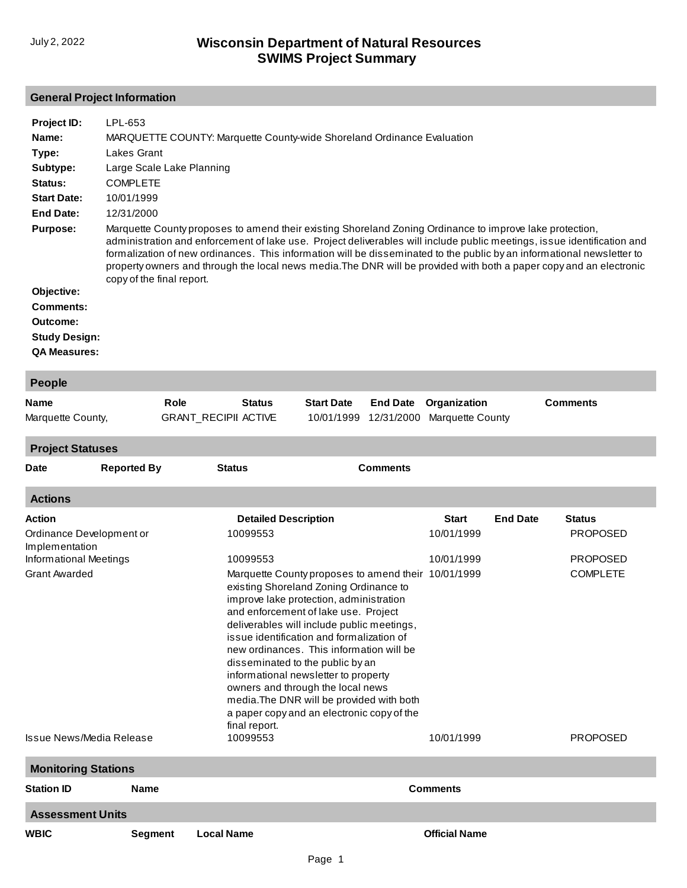July 2, 2022

# Wisconsin Department of Natural Resources
# SWIMS Project Summary

## General Project Information

**Project ID:** LPL-653

**Name:** MARQUETTE COUNTY: Marquette County-wide Shoreland Ordinance Evaluation

**Type:** Lakes Grant

**Subtype:** Large Scale Lake Planning

**Status:** COMPLETE

**Start Date:** 10/01/1999

**End Date:** 12/31/2000

**Purpose:** Marquette County proposes to amend their existing Shoreland Zoning Ordinance to improve lake protection, administration and enforcement of lake use. Project deliverables will include public meetings, issue identification and formalization of new ordinances. This information will be disseminated to the public by an informational newsletter to property owners and through the local news media.The DNR will be provided with both a paper copy and an electronic copy of the final report.

**Objective:**

**Comments:**

**Outcome:**

**Study Design:**

**QA Measures:**

## People

| Name | Role | Status | Start Date | End Date | Organization | Comments |
|---|---|---|---|---|---|---|
| Marquette County, | GRANT_RECIPII | ACTIVE | 10/01/1999 | 12/31/2000 | Marquette County | |

## Project Statuses

| Date | Reported By | Status | Comments |
|---|---|---|---|

## Actions

| Action | Detailed Description | Start | End Date | Status |
|---|---|---|---|---|
| Ordinance Development or Implementation | 10099553 | 10/01/1999 | | PROPOSED |
| Informational Meetings | 10099553 | 10/01/1999 | | PROPOSED |
| Grant Awarded | Marquette County proposes to amend their existing Shoreland Zoning Ordinance to improve lake protection, administration and enforcement of lake use. Project deliverables will include public meetings, issue identification and formalization of new ordinances. This information will be disseminated to the public by an informational newsletter to property owners and through the local news media.The DNR will be provided with both a paper copy and an electronic copy of the final report. | 10/01/1999 | | COMPLETE |
| Issue News/Media Release | 10099553 | 10/01/1999 | | PROPOSED |

## Monitoring Stations

| Station ID | Name | Comments |
|---|---|---|

## Assessment Units

| WBIC | Segment | Local Name | Official Name |
|---|---|---|---|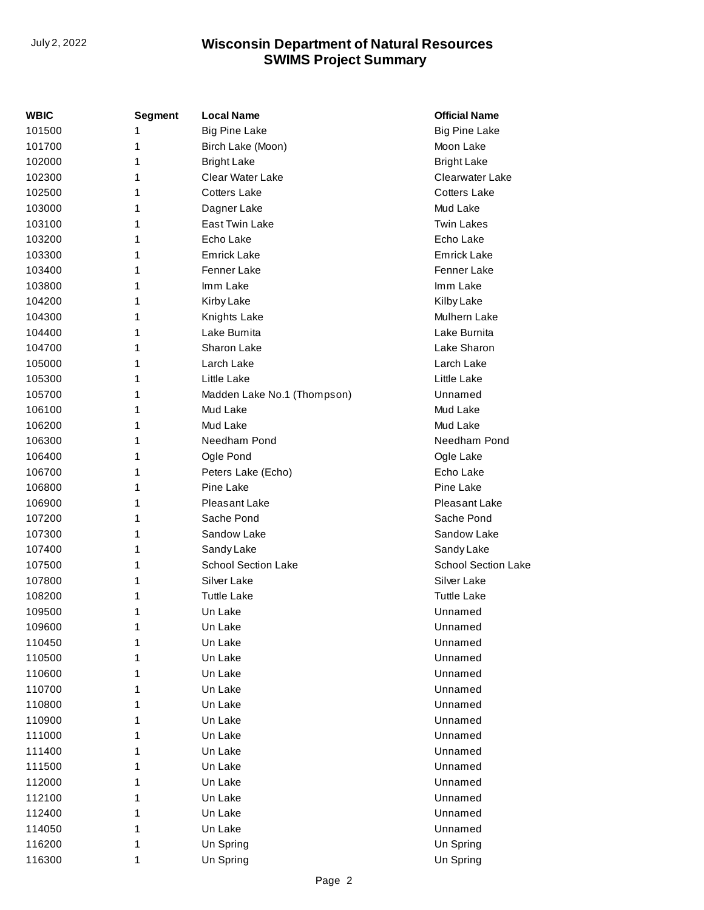# Wisconsin Department of Natural Resources
## SWIMS Project Summary

| WBIC | Segment | Local Name | Official Name |
|---|---|---|---|
| 101500 | 1 | Big Pine Lake | Big Pine Lake |
| 101700 | 1 | Birch Lake (Moon) | Moon Lake |
| 102000 | 1 | Bright Lake | Bright Lake |
| 102300 | 1 | Clear Water Lake | Clearwater Lake |
| 102500 | 1 | Cotters Lake | Cotters Lake |
| 103000 | 1 | Dagner Lake | Mud Lake |
| 103100 | 1 | East Twin Lake | Twin Lakes |
| 103200 | 1 | Echo Lake | Echo Lake |
| 103300 | 1 | Emrick Lake | Emrick Lake |
| 103400 | 1 | Fenner Lake | Fenner Lake |
| 103800 | 1 | Imm Lake | Imm Lake |
| 104200 | 1 | Kirby Lake | Kilby Lake |
| 104300 | 1 | Knights Lake | Mulhern Lake |
| 104400 | 1 | Lake Bumita | Lake Burnita |
| 104700 | 1 | Sharon Lake | Lake Sharon |
| 105000 | 1 | Larch Lake | Larch Lake |
| 105300 | 1 | Little Lake | Little Lake |
| 105700 | 1 | Madden Lake No.1 (Thompson) | Unnamed |
| 106100 | 1 | Mud Lake | Mud Lake |
| 106200 | 1 | Mud Lake | Mud Lake |
| 106300 | 1 | Needham Pond | Needham Pond |
| 106400 | 1 | Ogle Pond | Ogle Lake |
| 106700 | 1 | Peters Lake (Echo) | Echo Lake |
| 106800 | 1 | Pine Lake | Pine Lake |
| 106900 | 1 | Pleasant Lake | Pleasant Lake |
| 107200 | 1 | Sache Pond | Sache Pond |
| 107300 | 1 | Sandow Lake | Sandow Lake |
| 107400 | 1 | Sandy Lake | Sandy Lake |
| 107500 | 1 | School Section Lake | School Section Lake |
| 107800 | 1 | Silver Lake | Silver Lake |
| 108200 | 1 | Tuttle Lake | Tuttle Lake |
| 109500 | 1 | Un Lake | Unnamed |
| 109600 | 1 | Un Lake | Unnamed |
| 110450 | 1 | Un Lake | Unnamed |
| 110500 | 1 | Un Lake | Unnamed |
| 110600 | 1 | Un Lake | Unnamed |
| 110700 | 1 | Un Lake | Unnamed |
| 110800 | 1 | Un Lake | Unnamed |
| 110900 | 1 | Un Lake | Unnamed |
| 111000 | 1 | Un Lake | Unnamed |
| 111400 | 1 | Un Lake | Unnamed |
| 111500 | 1 | Un Lake | Unnamed |
| 112000 | 1 | Un Lake | Unnamed |
| 112100 | 1 | Un Lake | Unnamed |
| 112400 | 1 | Un Lake | Unnamed |
| 114050 | 1 | Un Lake | Unnamed |
| 116200 | 1 | Un Spring | Un Spring |
| 116300 | 1 | Un Spring | Un Spring |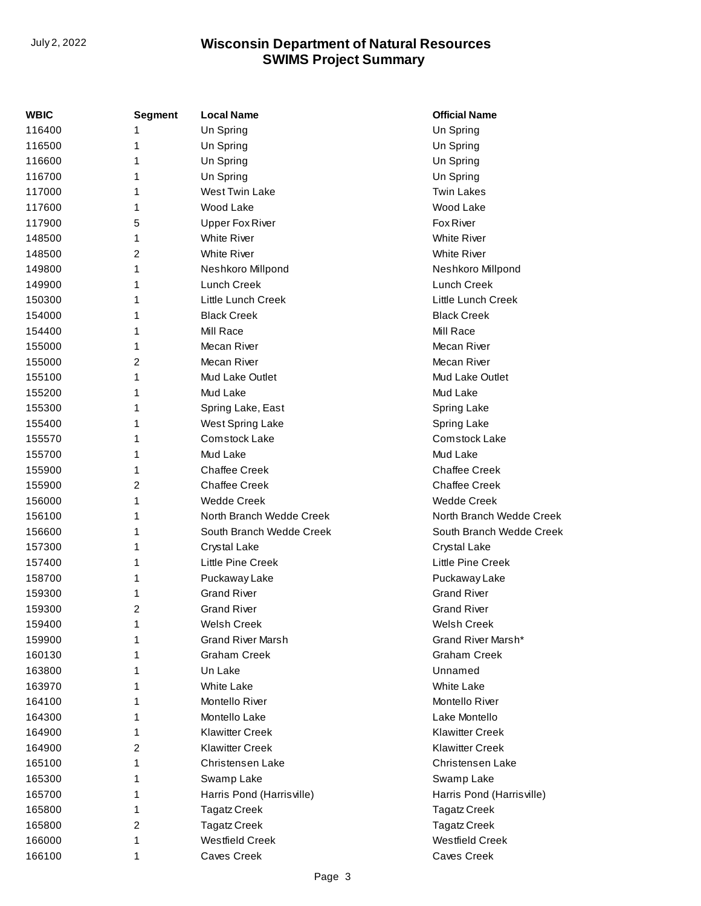| WBIC | Segment | Local Name | Official Name |
|---|---|---|---|
| 116400 | 1 | Un Spring | Un Spring |
| 116500 | 1 | Un Spring | Un Spring |
| 116600 | 1 | Un Spring | Un Spring |
| 116700 | 1 | Un Spring | Un Spring |
| 117000 | 1 | West Twin Lake | Twin Lakes |
| 117600 | 1 | Wood Lake | Wood Lake |
| 117900 | 5 | Upper Fox River | Fox River |
| 148500 | 1 | White River | White River |
| 148500 | 2 | White River | White River |
| 149800 | 1 | Neshkoro Millpond | Neshkoro Millpond |
| 149900 | 1 | Lunch Creek | Lunch Creek |
| 150300 | 1 | Little Lunch Creek | Little Lunch Creek |
| 154000 | 1 | Black Creek | Black Creek |
| 154400 | 1 | Mill Race | Mill Race |
| 155000 | 1 | Mecan River | Mecan River |
| 155000 | 2 | Mecan River | Mecan River |
| 155100 | 1 | Mud Lake Outlet | Mud Lake Outlet |
| 155200 | 1 | Mud Lake | Mud Lake |
| 155300 | 1 | Spring Lake, East | Spring Lake |
| 155400 | 1 | West Spring Lake | Spring Lake |
| 155570 | 1 | Comstock Lake | Comstock Lake |
| 155700 | 1 | Mud Lake | Mud Lake |
| 155900 | 1 | Chaffee Creek | Chaffee Creek |
| 155900 | 2 | Chaffee Creek | Chaffee Creek |
| 156000 | 1 | Wedde Creek | Wedde Creek |
| 156100 | 1 | North Branch Wedde Creek | North Branch Wedde Creek |
| 156600 | 1 | South Branch Wedde Creek | South Branch Wedde Creek |
| 157300 | 1 | Crystal Lake | Crystal Lake |
| 157400 | 1 | Little Pine Creek | Little Pine Creek |
| 158700 | 1 | Puckaway Lake | Puckaway Lake |
| 159300 | 1 | Grand River | Grand River |
| 159300 | 2 | Grand River | Grand River |
| 159400 | 1 | Welsh Creek | Welsh Creek |
| 159900 | 1 | Grand River Marsh | Grand River Marsh* |
| 160130 | 1 | Graham Creek | Graham Creek |
| 163800 | 1 | Un Lake | Unnamed |
| 163970 | 1 | White Lake | White Lake |
| 164100 | 1 | Montello River | Montello River |
| 164300 | 1 | Montello Lake | Lake Montello |
| 164900 | 1 | Klawitter Creek | Klawitter Creek |
| 164900 | 2 | Klawitter Creek | Klawitter Creek |
| 165100 | 1 | Christensen Lake | Christensen Lake |
| 165300 | 1 | Swamp Lake | Swamp Lake |
| 165700 | 1 | Harris Pond (Harrisville) | Harris Pond (Harrisville) |
| 165800 | 1 | Tagatz Creek | Tagatz Creek |
| 165800 | 2 | Tagatz Creek | Tagatz Creek |
| 166000 | 1 | Westfield Creek | Westfield Creek |
| 166100 | 1 | Caves Creek | Caves Creek |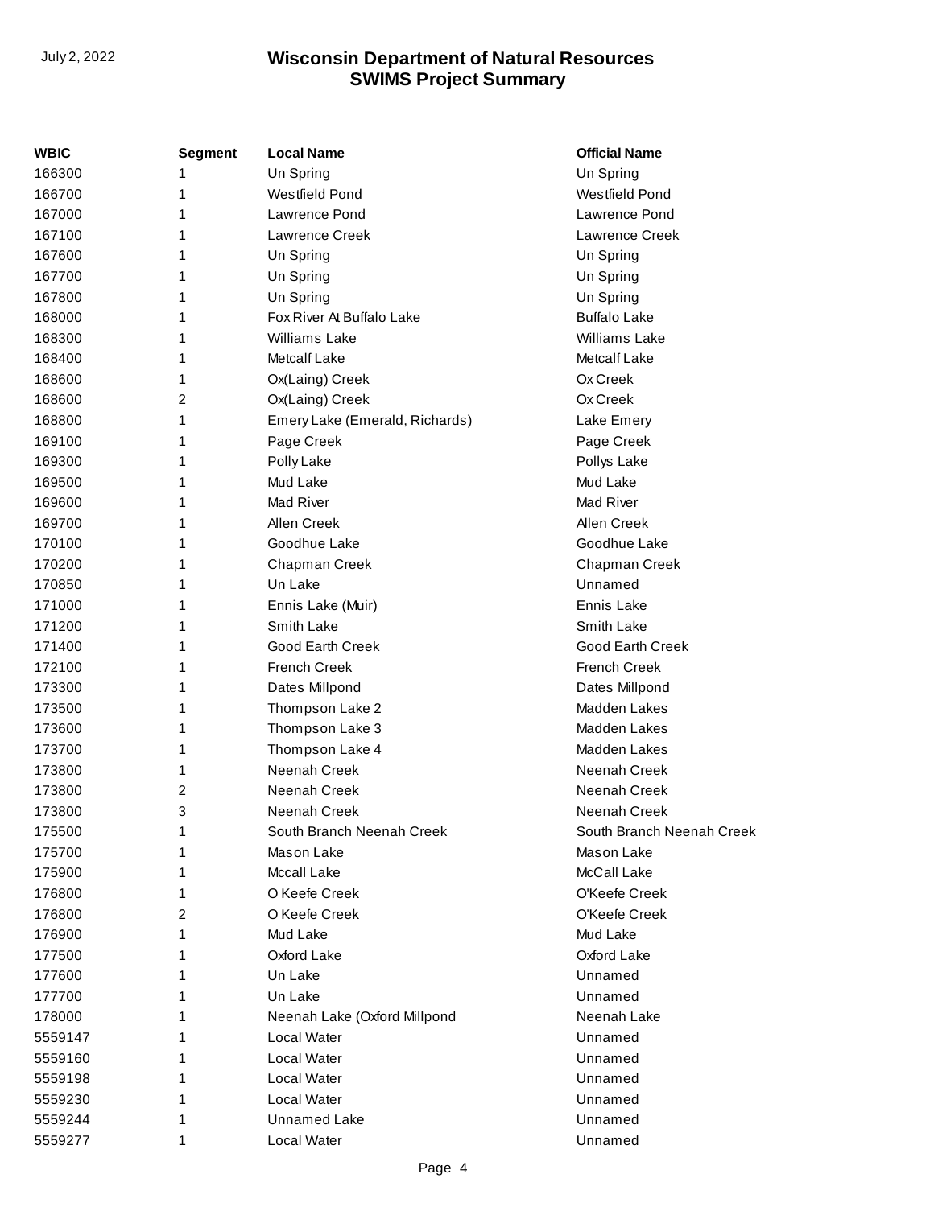| WBIC | Segment | Local Name | Official Name |
| --- | --- | --- | --- |
| 166300 | 1 | Un Spring | Un Spring |
| 166700 | 1 | Westfield Pond | Westfield Pond |
| 167000 | 1 | Lawrence Pond | Lawrence Pond |
| 167100 | 1 | Lawrence Creek | Lawrence Creek |
| 167600 | 1 | Un Spring | Un Spring |
| 167700 | 1 | Un Spring | Un Spring |
| 167800 | 1 | Un Spring | Un Spring |
| 168000 | 1 | Fox River At Buffalo Lake | Buffalo Lake |
| 168300 | 1 | Williams Lake | Williams Lake |
| 168400 | 1 | Metcalf Lake | Metcalf Lake |
| 168600 | 1 | Ox(Laing) Creek | Ox Creek |
| 168600 | 2 | Ox(Laing) Creek | Ox Creek |
| 168800 | 1 | Emery Lake (Emerald, Richards) | Lake Emery |
| 169100 | 1 | Page Creek | Page Creek |
| 169300 | 1 | Polly Lake | Pollys Lake |
| 169500 | 1 | Mud Lake | Mud Lake |
| 169600 | 1 | Mad River | Mad River |
| 169700 | 1 | Allen Creek | Allen Creek |
| 170100 | 1 | Goodhue Lake | Goodhue Lake |
| 170200 | 1 | Chapman Creek | Chapman Creek |
| 170850 | 1 | Un Lake | Unnamed |
| 171000 | 1 | Ennis Lake (Muir) | Ennis Lake |
| 171200 | 1 | Smith Lake | Smith Lake |
| 171400 | 1 | Good Earth Creek | Good Earth Creek |
| 172100 | 1 | French Creek | French Creek |
| 173300 | 1 | Dates Millpond | Dates Millpond |
| 173500 | 1 | Thompson Lake 2 | Madden Lakes |
| 173600 | 1 | Thompson Lake 3 | Madden Lakes |
| 173700 | 1 | Thompson Lake 4 | Madden Lakes |
| 173800 | 1 | Neenah Creek | Neenah Creek |
| 173800 | 2 | Neenah Creek | Neenah Creek |
| 173800 | 3 | Neenah Creek | Neenah Creek |
| 175500 | 1 | South Branch Neenah Creek | South Branch Neenah Creek |
| 175700 | 1 | Mason Lake | Mason Lake |
| 175900 | 1 | Mccall Lake | McCall Lake |
| 176800 | 1 | O Keefe Creek | O'Keefe Creek |
| 176800 | 2 | O Keefe Creek | O'Keefe Creek |
| 176900 | 1 | Mud Lake | Mud Lake |
| 177500 | 1 | Oxford Lake | Oxford Lake |
| 177600 | 1 | Un Lake | Unnamed |
| 177700 | 1 | Un Lake | Unnamed |
| 178000 | 1 | Neenah Lake (Oxford Millpond | Neenah Lake |
| 5559147 | 1 | Local Water | Unnamed |
| 5559160 | 1 | Local Water | Unnamed |
| 5559198 | 1 | Local Water | Unnamed |
| 5559230 | 1 | Local Water | Unnamed |
| 5559244 | 1 | Unnamed Lake | Unnamed |
| 5559277 | 1 | Local Water | Unnamed |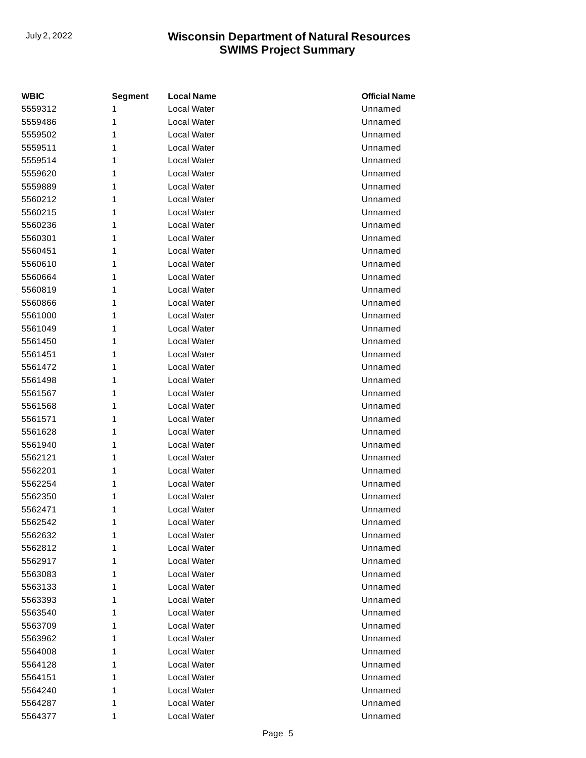| WBIC | Segment | Local Name | Official Name |
|---|---|---|---|
| 5559312 | 1 | Local Water | Unnamed |
| 5559486 | 1 | Local Water | Unnamed |
| 5559502 | 1 | Local Water | Unnamed |
| 5559511 | 1 | Local Water | Unnamed |
| 5559514 | 1 | Local Water | Unnamed |
| 5559620 | 1 | Local Water | Unnamed |
| 5559889 | 1 | Local Water | Unnamed |
| 5560212 | 1 | Local Water | Unnamed |
| 5560215 | 1 | Local Water | Unnamed |
| 5560236 | 1 | Local Water | Unnamed |
| 5560301 | 1 | Local Water | Unnamed |
| 5560451 | 1 | Local Water | Unnamed |
| 5560610 | 1 | Local Water | Unnamed |
| 5560664 | 1 | Local Water | Unnamed |
| 5560819 | 1 | Local Water | Unnamed |
| 5560866 | 1 | Local Water | Unnamed |
| 5561000 | 1 | Local Water | Unnamed |
| 5561049 | 1 | Local Water | Unnamed |
| 5561450 | 1 | Local Water | Unnamed |
| 5561451 | 1 | Local Water | Unnamed |
| 5561472 | 1 | Local Water | Unnamed |
| 5561498 | 1 | Local Water | Unnamed |
| 5561567 | 1 | Local Water | Unnamed |
| 5561568 | 1 | Local Water | Unnamed |
| 5561571 | 1 | Local Water | Unnamed |
| 5561628 | 1 | Local Water | Unnamed |
| 5561940 | 1 | Local Water | Unnamed |
| 5562121 | 1 | Local Water | Unnamed |
| 5562201 | 1 | Local Water | Unnamed |
| 5562254 | 1 | Local Water | Unnamed |
| 5562350 | 1 | Local Water | Unnamed |
| 5562471 | 1 | Local Water | Unnamed |
| 5562542 | 1 | Local Water | Unnamed |
| 5562632 | 1 | Local Water | Unnamed |
| 5562812 | 1 | Local Water | Unnamed |
| 5562917 | 1 | Local Water | Unnamed |
| 5563083 | 1 | Local Water | Unnamed |
| 5563133 | 1 | Local Water | Unnamed |
| 5563393 | 1 | Local Water | Unnamed |
| 5563540 | 1 | Local Water | Unnamed |
| 5563709 | 1 | Local Water | Unnamed |
| 5563962 | 1 | Local Water | Unnamed |
| 5564008 | 1 | Local Water | Unnamed |
| 5564128 | 1 | Local Water | Unnamed |
| 5564151 | 1 | Local Water | Unnamed |
| 5564240 | 1 | Local Water | Unnamed |
| 5564287 | 1 | Local Water | Unnamed |
| 5564377 | 1 | Local Water | Unnamed |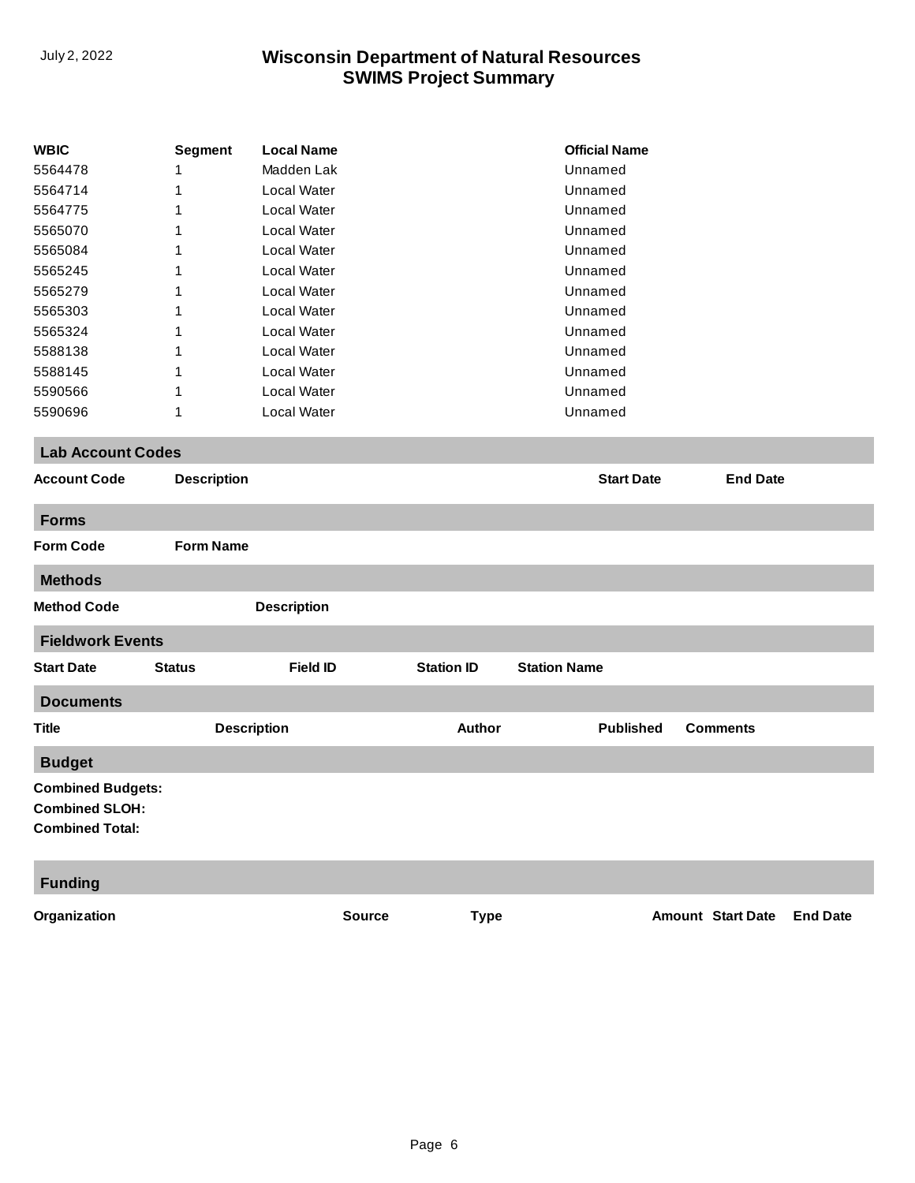| WBIC | Segment | Local Name | Official Name |
|---|---|---|---|
| 5564478 | 1 | Madden Lak | Unnamed |
| 5564714 | 1 | Local Water | Unnamed |
| 5564775 | 1 | Local Water | Unnamed |
| 5565070 | 1 | Local Water | Unnamed |
| 5565084 | 1 | Local Water | Unnamed |
| 5565245 | 1 | Local Water | Unnamed |
| 5565279 | 1 | Local Water | Unnamed |
| 5565303 | 1 | Local Water | Unnamed |
| 5565324 | 1 | Local Water | Unnamed |
| 5588138 | 1 | Local Water | Unnamed |
| 5588145 | 1 | Local Water | Unnamed |
| 5590566 | 1 | Local Water | Unnamed |
| 5590696 | 1 | Local Water | Unnamed |

## Lab Account Codes

| Account Code | Description | Start Date | End Date |
|---|---|---|---|

## Forms

| Form Code | Form Name |
|---|---|

## Methods

| Method Code | Description |
|---|---|

## Fieldwork Events

| Start Date | Status | Field ID | Station ID | Station Name |
|---|---|---|---|---|

## Documents

| Title | Description | Author | Published | Comments |
|---|---|---|---|---|

## Budget

**Combined Budgets:**

**Combined SLOH:**

**Combined Total:**

## Funding

| Organization | Source | Type | Amount | Start Date | End Date |
|---|---|---|---|---|---|